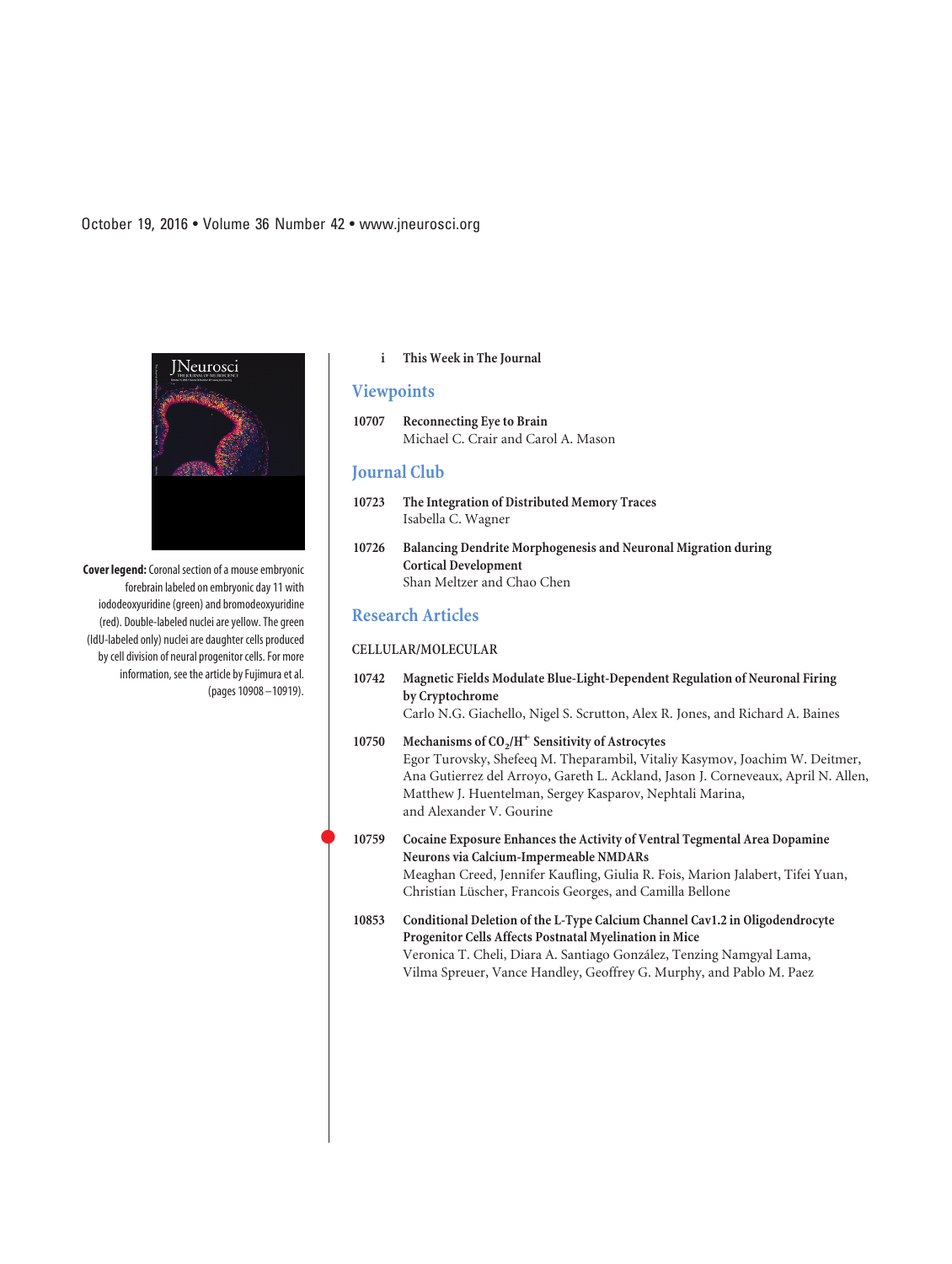October 19, 2016 • Volume 36 Number 42 • www.jneurosci.org

**Cover legend:** Coronal section of a mouse embryonic forebrain labeled on embryonic day 11 with iododeoxyuridine (green) and bromodeoxyuridine (red). Double-labeled nuclei are yellow. The green (IdU-labeled only) nuclei are daughter cells produced by cell division of neural progenitor cells. For more information, see the article by Fujimura et al. (pages 10908–10919).

i **This Week in The Journal**

## Viewpoints

10707 **Reconnecting Eye to Brain**
Michael C. Crair and Carol A. Mason

## Journal Club

10723 **The Integration of Distributed Memory Traces**
Isabella C. Wagner

10726 **Balancing Dendrite Morphogenesis and Neuronal Migration during Cortical Development**
Shan Meltzer and Chao Chen

## Research Articles

### CELLULAR/MOLECULAR

10742 **Magnetic Fields Modulate Blue-Light-Dependent Regulation of Neuronal Firing by Cryptochrome**
Carlo N.G. Giachello, Nigel S. Scrutton, Alex R. Jones, and Richard A. Baines

10750 **Mechanisms of $CO_2$/$H^+$ Sensitivity of Astrocytes**
Egor Turovsky, Shefeeq M. Theparambil, Vitaliy Kasymov, Joachim W. Deitmer, Ana Gutierrez del Arroyo, Gareth L. Ackland, Jason J. Corneveaux, April N. Allen, Matthew J. Huentelman, Sergey Kasparov, Nephtali Marina, and Alexander V. Gourine

10759 **Cocaine Exposure Enhances the Activity of Ventral Tegmental Area Dopamine Neurons via Calcium-Impermeable NMDARs**
Meaghan Creed, Jennifer Kaufling, Giulia R. Fois, Marion Jalabert, Tifei Yuan, Christian Lüscher, Francois Georges, and Camilla Bellone

10853 **Conditional Deletion of the L-Type Calcium Channel Cav1.2 in Oligodendrocyte Progenitor Cells Affects Postnatal Myelination in Mice**
Veronica T. Cheli, Diara A. Santiago González, Tenzing Namgyal Lama, Vilma Spreuer, Vance Handley, Geoffrey G. Murphy, and Pablo M. Paez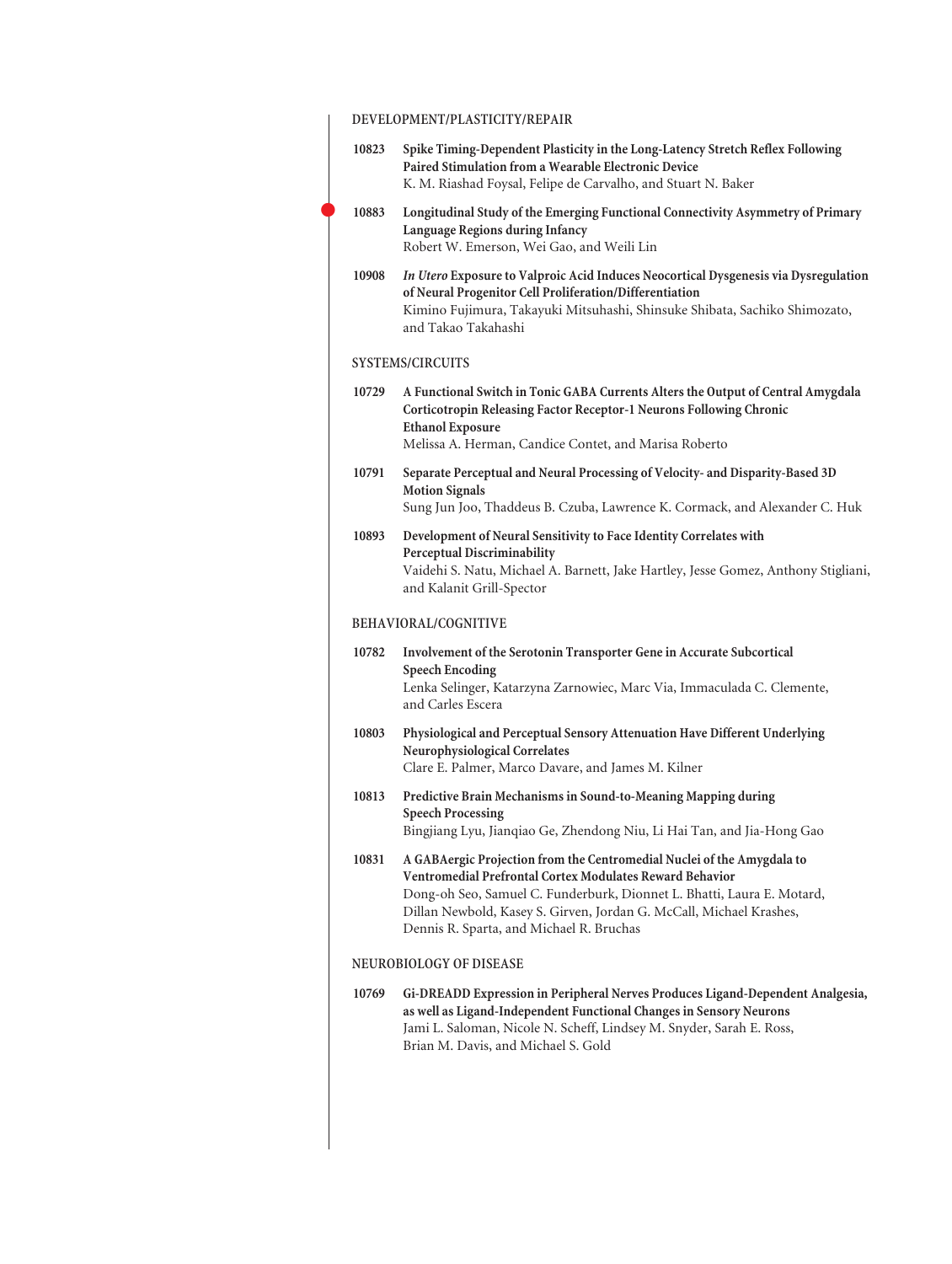## DEVELOPMENT/PLASTICITY/REPAIR

**10823** **Spike Timing-Dependent Plasticity in the Long-Latency Stretch Reflex Following Paired Stimulation from a Wearable Electronic Device**
K. M. Riashad Foysal, Felipe de Carvalho, and Stuart N. Baker

**10883** **Longitudinal Study of the Emerging Functional Connectivity Asymmetry of Primary Language Regions during Infancy**
Robert W. Emerson, Wei Gao, and Weili Lin

**10908** ***In Utero* Exposure to Valproic Acid Induces Neocortical Dysgenesis via Dysregulation of Neural Progenitor Cell Proliferation/Differentiation**
Kimino Fujimura, Takayuki Mitsuhashi, Shinsuke Shibata, Sachiko Shimozato, and Takao Takahashi

## SYSTEMS/CIRCUITS

**10729** **A Functional Switch in Tonic GABA Currents Alters the Output of Central Amygdala Corticotropin Releasing Factor Receptor-1 Neurons Following Chronic Ethanol Exposure**
Melissa A. Herman, Candice Contet, and Marisa Roberto

**10791** **Separate Perceptual and Neural Processing of Velocity- and Disparity-Based 3D Motion Signals**
Sung Jun Joo, Thaddeus B. Czuba, Lawrence K. Cormack, and Alexander C. Huk

**10893** **Development of Neural Sensitivity to Face Identity Correlates with Perceptual Discriminability**
Vaidehi S. Natu, Michael A. Barnett, Jake Hartley, Jesse Gomez, Anthony Stigliani, and Kalanit Grill-Spector

## BEHAVIORAL/COGNITIVE

**10782** **Involvement of the Serotonin Transporter Gene in Accurate Subcortical Speech Encoding**
Lenka Selinger, Katarzyna Zarnowiec, Marc Via, Immaculada C. Clemente, and Carles Escera

**10803** **Physiological and Perceptual Sensory Attenuation Have Different Underlying Neurophysiological Correlates**
Clare E. Palmer, Marco Davare, and James M. Kilner

**10813** **Predictive Brain Mechanisms in Sound-to-Meaning Mapping during Speech Processing**
Bingjiang Lyu, Jianqiao Ge, Zhendong Niu, Li Hai Tan, and Jia-Hong Gao

**10831** **A GABAergic Projection from the Centromedial Nuclei of the Amygdala to Ventromedial Prefrontal Cortex Modulates Reward Behavior**
Dong-oh Seo, Samuel C. Funderburk, Dionnet L. Bhatti, Laura E. Motard, Dillan Newbold, Kasey S. Girven, Jordan G. McCall, Michael Krashes, Dennis R. Sparta, and Michael R. Bruchas

## NEUROBIOLOGY OF DISEASE

**10769** **Gi-DREADD Expression in Peripheral Nerves Produces Ligand-Dependent Analgesia, as well as Ligand-Independent Functional Changes in Sensory Neurons**
Jami L. Saloman, Nicole N. Scheff, Lindsey M. Snyder, Sarah E. Ross, Brian M. Davis, and Michael S. Gold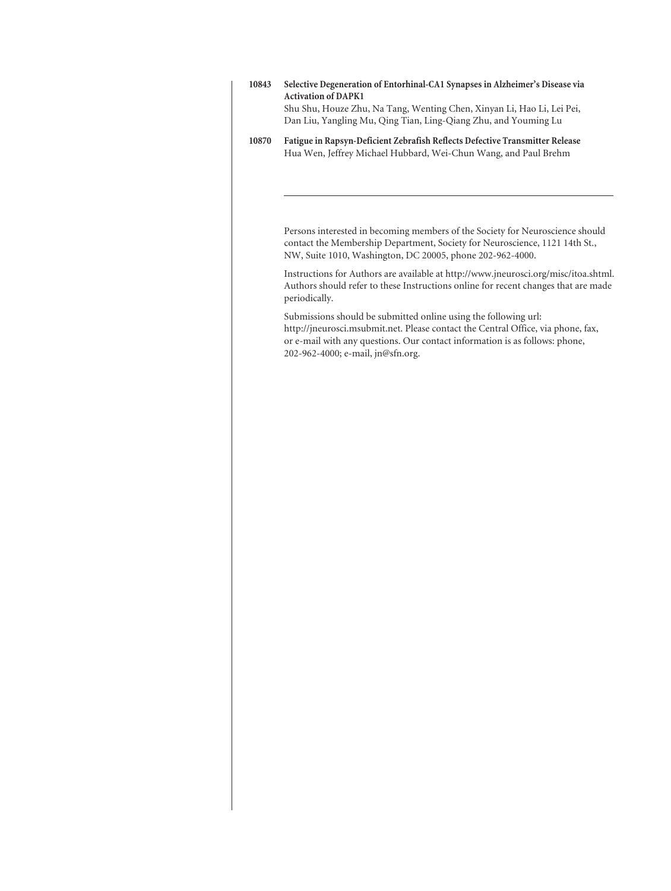**10843** **Selective Degeneration of Entorhinal-CA1 Synapses in Alzheimer's Disease via Activation of DAPK1**
Shu Shu, Houze Zhu, Na Tang, Wenting Chen, Xinyan Li, Hao Li, Lei Pei, Dan Liu, Yangling Mu, Qing Tian, Ling-Qiang Zhu, and Youming Lu

**10870** **Fatigue in Rapsyn-Deficient Zebrafish Reflects Defective Transmitter Release**
Hua Wen, Jeffrey Michael Hubbard, Wei-Chun Wang, and Paul Brehm

---

Persons interested in becoming members of the Society for Neuroscience should contact the Membership Department, Society for Neuroscience, 1121 14th St., NW, Suite 1010, Washington, DC 20005, phone 202-962-4000.

Instructions for Authors are available at http://www.jneurosci.org/misc/itoa.shtml. Authors should refer to these Instructions online for recent changes that are made periodically.

Submissions should be submitted online using the following url: http://jneurosci.msubmit.net. Please contact the Central Office, via phone, fax, or e-mail with any questions. Our contact information is as follows: phone, 202-962-4000; e-mail, jn@sfn.org.